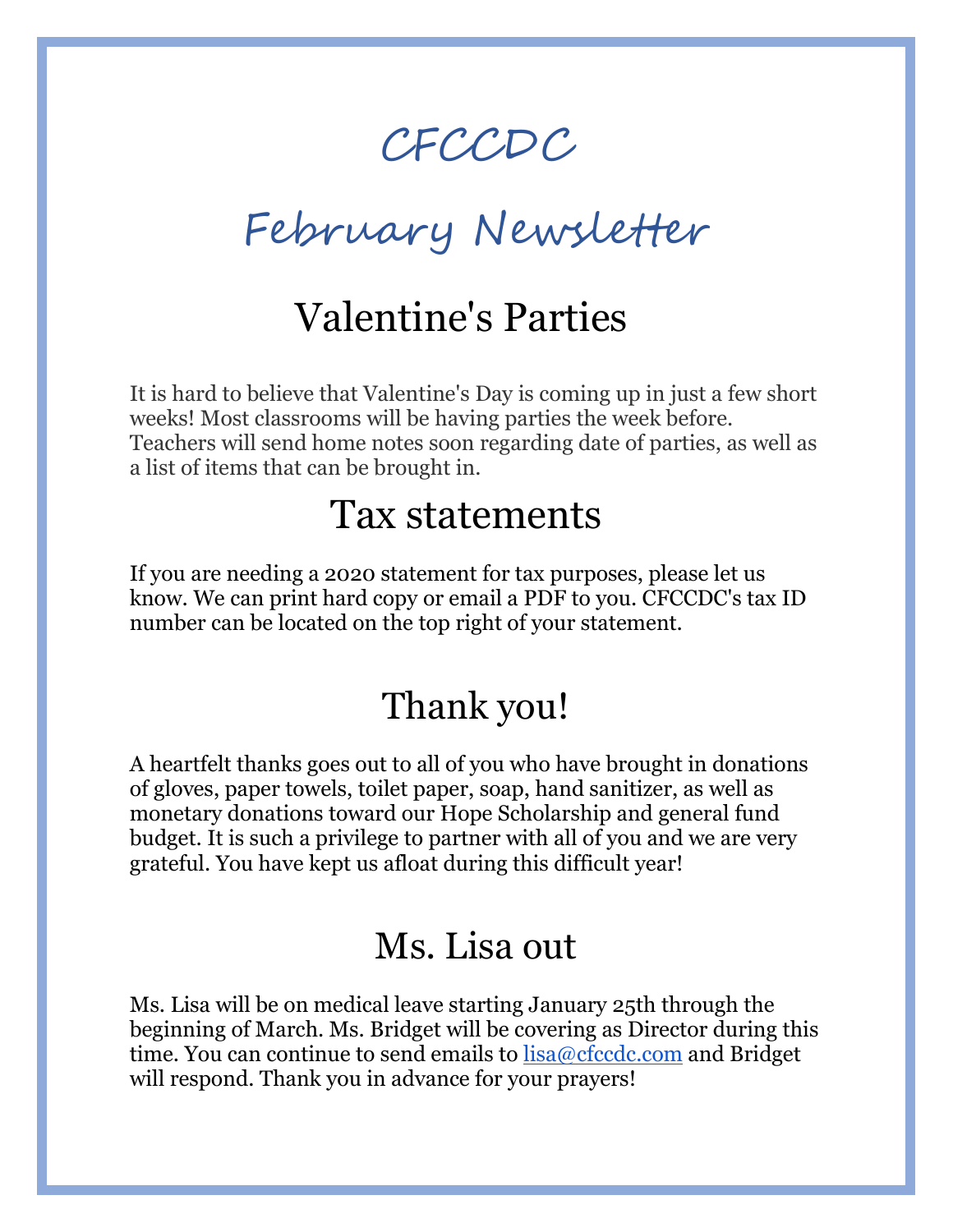# CFCCDC

# February Newsletter

## Valentine's Parties

It is hard to believe that Valentine's Day is coming up in just a few short weeks! Most classrooms will be having parties the week before. Teachers will send home notes soon regarding date of parties, as well as a list of items that can be brought in.

## Tax statements

If you are needing a 2020 statement for tax purposes, please let us know. We can print hard copy or email a PDF to you. CFCCDC's tax ID number can be located on the top right of your statement.

## Thank you!

A heartfelt thanks goes out to all of you who have brought in donations of gloves, paper towels, toilet paper, soap, hand sanitizer, as well as monetary donations toward our Hope Scholarship and general fund budget. It is such a privilege to partner with all of you and we are very grateful. You have kept us afloat during this difficult year!

## Ms. Lisa out

Ms. Lisa will be on medical leave starting January 25th through the beginning of March. Ms. Bridget will be covering as Director during this time. You can continue to send emails to lisa@cfccdc.com and Bridget will respond. Thank you in advance for your prayers!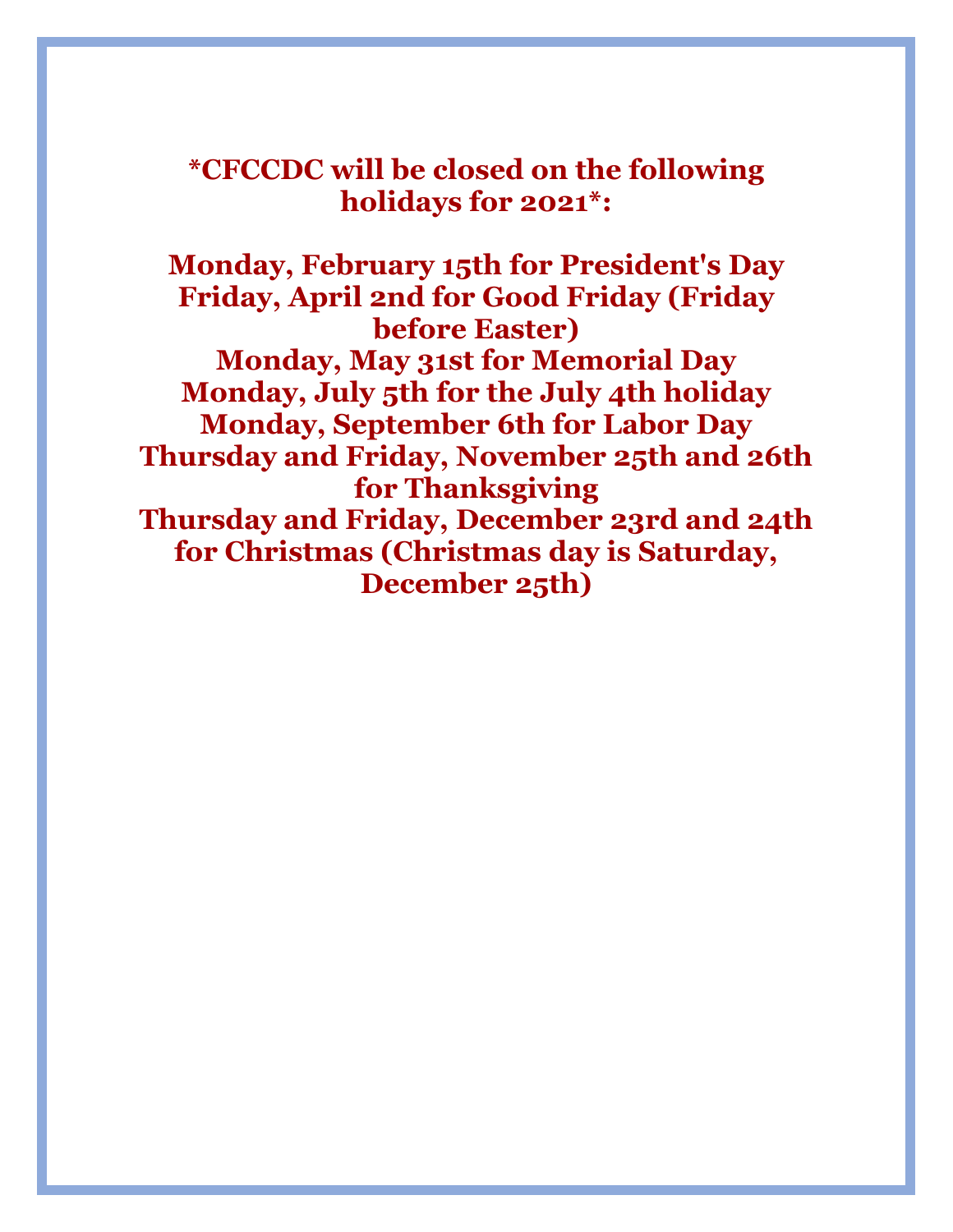**\*CFCCDC will be closed on the following holidays for 2021\*:**

**Monday, February 15th for President's Day**
**Friday, April 2nd for Good Friday (Friday before Easter)**
**Monday, May 31st for Memorial Day**
**Monday, July 5th for the July 4th holiday**
**Monday, September 6th for Labor Day**
**Thursday and Friday, November 25th and 26th for Thanksgiving**
**Thursday and Friday, December 23rd and 24th for Christmas (Christmas day is Saturday, December 25th)**